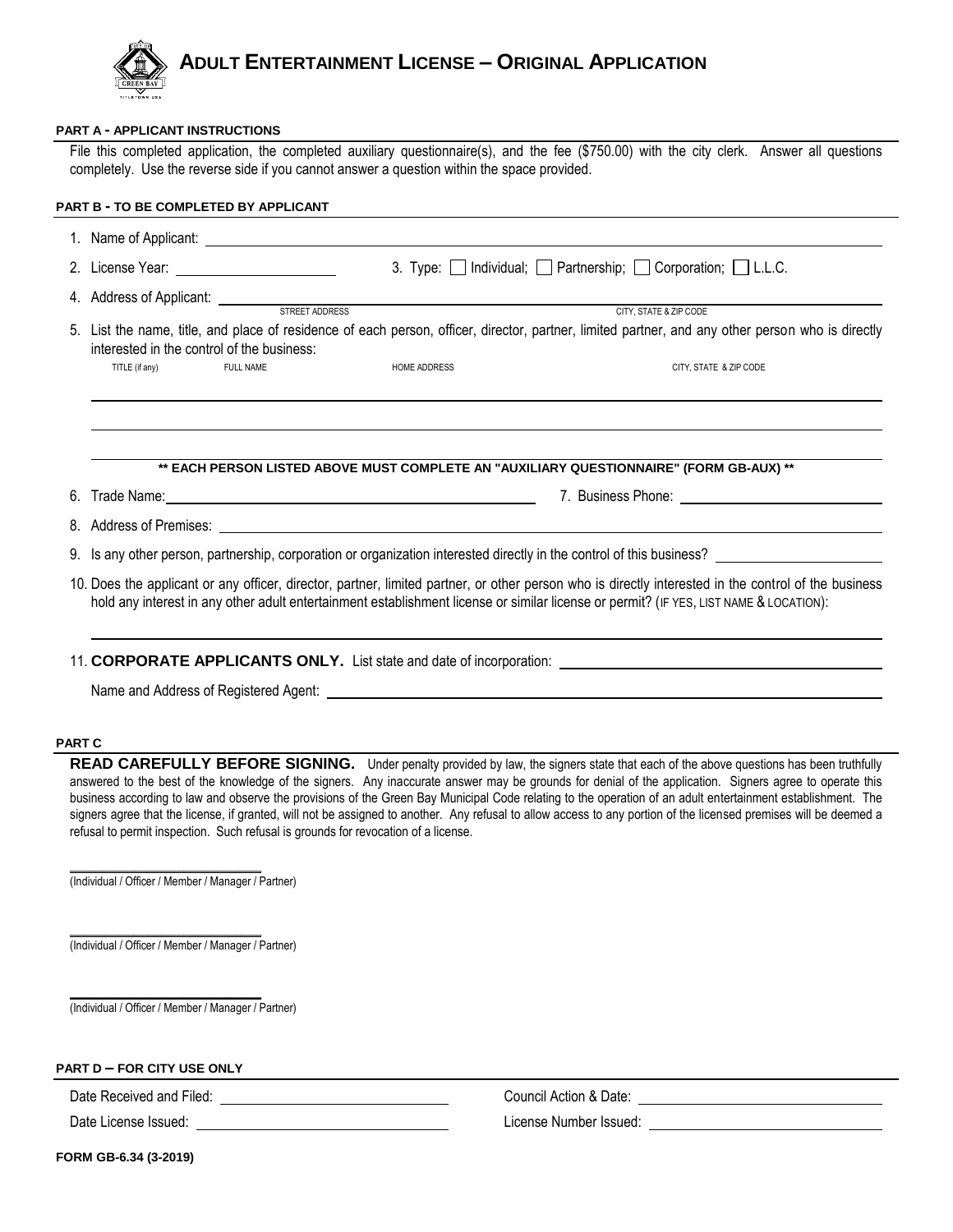# ADULT ENTERTAINMENT LICENSE – ORIGINAL APPLICATION

**PART A - APPLICANT INSTRUCTIONS**

File this completed application, the completed auxiliary questionnaire(s), and the fee ($750.00) with the city clerk. Answer all questions completely. Use the reverse side if you cannot answer a question within the space provided.

**PART B - TO BE COMPLETED BY APPLICANT**

1. Name of Applicant: ______________________________

2. License Year: ____________________ 3. Type: ☐ Individual; ☐ Partnership; ☐ Corporation; ☐ L.L.C.

4. Address of Applicant: ____________________ ____________________
   STREET ADDRESS CITY, STATE & ZIP CODE

5. List the name, title, and place of residence of each person, officer, director, partner, limited partner, and any other person who is directly interested in the control of the business:

| TITLE (if any) | FULL NAME | HOME ADDRESS | CITY, STATE & ZIP CODE |
|---|---|---|---|
| | | | |
| | | | |
| | | | |

**\*\* EACH PERSON LISTED ABOVE MUST COMPLETE AN "AUXILIARY QUESTIONNAIRE" (FORM GB-AUX) \*\***

6. Trade Name: ______________________________ 7. Business Phone: ____________________

8. Address of Premises: ______________________________

9. Is any other person, partnership, corporation or organization interested directly in the control of this business? ____________________

10. Does the applicant or any officer, director, partner, limited partner, or other person who is directly interested in the control of the business hold any interest in any other adult entertainment establishment license or similar license or permit? (IF YES, LIST NAME & LOCATION):

    ______________________________

11. **CORPORATE APPLICANTS ONLY.** List state and date of incorporation: ____________________

    Name and Address of Registered Agent: ______________________________

**PART C**

**READ CAREFULLY BEFORE SIGNING.** Under penalty provided by law, the signers state that each of the above questions has been truthfully answered to the best of the knowledge of the signers. Any inaccurate answer may be grounds for denial of the application. Signers agree to operate this business according to law and observe the provisions of the Green Bay Municipal Code relating to the operation of an adult entertainment establishment. The signers agree that the license, if granted, will not be assigned to another. Any refusal to allow access to any portion of the licensed premises will be deemed a refusal to permit inspection. Such refusal is grounds for revocation of a license.

______________________________
(Individual / Officer / Member / Manager / Partner)

______________________________
(Individual / Officer / Member / Manager / Partner)

______________________________
(Individual / Officer / Member / Manager / Partner)

**PART D – FOR CITY USE ONLY**

Date Received and Filed: ____________________ Council Action & Date: ____________________

Date License Issued: ____________________ License Number Issued: ____________________

**FORM GB-6.34 (3-2019)**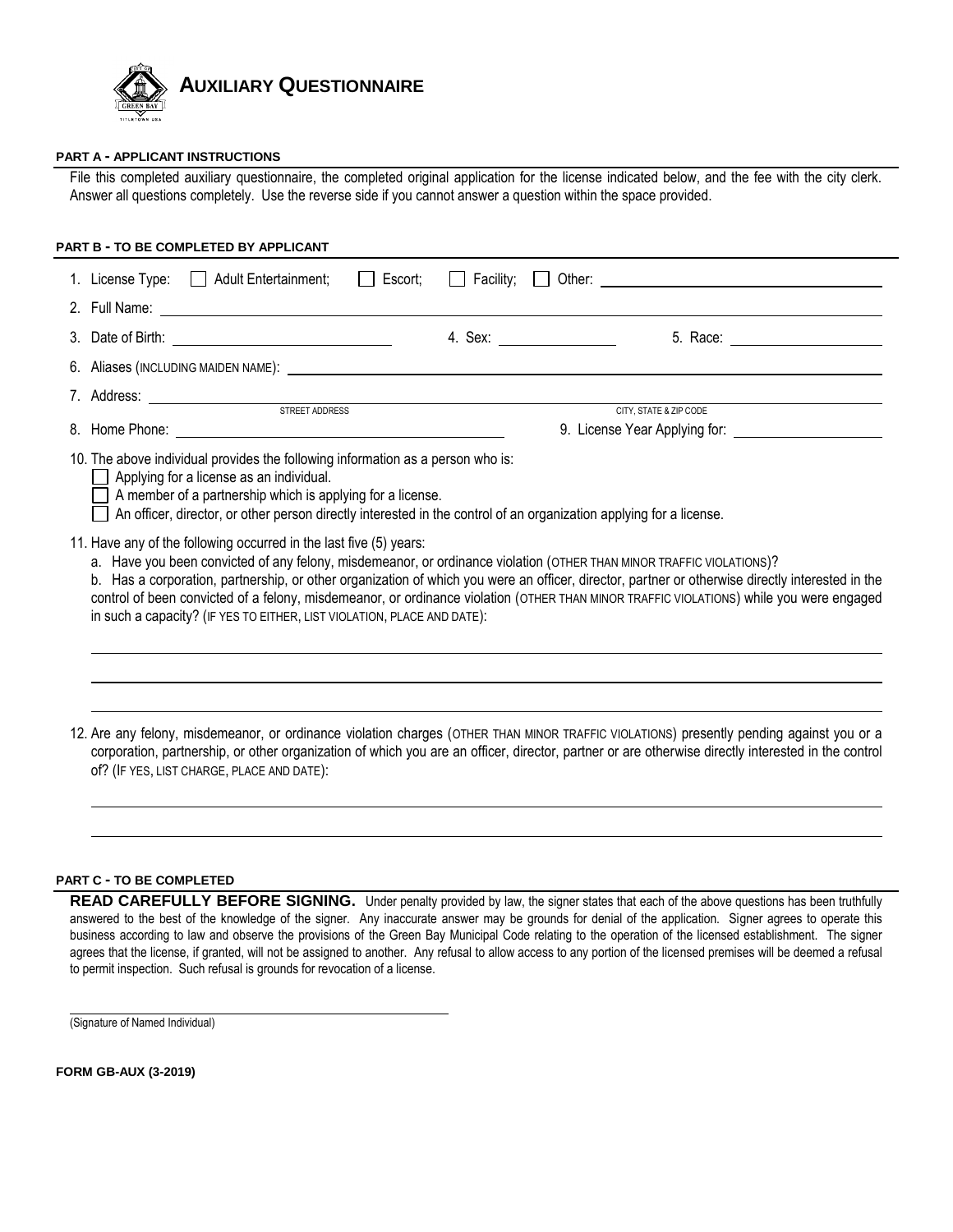# AUXILIARY QUESTIONNAIRE

**PART A - APPLICANT INSTRUCTIONS**

File this completed auxiliary questionnaire, the completed original application for the license indicated below, and the fee with the city clerk. Answer all questions completely. Use the reverse side if you cannot answer a question within the space provided.

**PART B - TO BE COMPLETED BY APPLICANT**

1. License Type: ☐ Adult Entertainment; ☐ Escort; ☐ Facility; ☐ Other: ______________________
2. Full Name: ______________________
3. Date of Birth: ______________________ 4. Sex: ______________ 5. Race: ______________
6. Aliases (INCLUDING MAIDEN NAME): ______________________
7. Address: ______________________ (STREET ADDRESS) ______________________ (CITY, STATE & ZIP CODE)
8. Home Phone: ______________________ 9. License Year Applying for: ______________
10. The above individual provides the following information as a person who is:
    - ☐ Applying for a license as an individual.
    - ☐ A member of a partnership which is applying for a license.
    - ☐ An officer, director, or other person directly interested in the control of an organization applying for a license.
11. Have any of the following occurred in the last five (5) years:
    a. Have you been convicted of any felony, misdemeanor, or ordinance violation (OTHER THAN MINOR TRAFFIC VIOLATIONS)?
    b. Has a corporation, partnership, or other organization of which you were an officer, director, partner or otherwise directly interested in the control of been convicted of a felony, misdemeanor, or ordinance violation (OTHER THAN MINOR TRAFFIC VIOLATIONS) while you were engaged in such a capacity? (IF YES TO EITHER, LIST VIOLATION, PLACE AND DATE):

    ______________________

    ______________________

    ______________________

12. Are any felony, misdemeanor, or ordinance violation charges (OTHER THAN MINOR TRAFFIC VIOLATIONS) presently pending against you or a corporation, partnership, or other organization of which you are an officer, director, partner or are otherwise directly interested in the control of? (IF YES, LIST CHARGE, PLACE AND DATE):

    ______________________

    ______________________

**PART C - TO BE COMPLETED**

**READ CAREFULLY BEFORE SIGNING.** Under penalty provided by law, the signer states that each of the above questions has been truthfully answered to the best of the knowledge of the signer. Any inaccurate answer may be grounds for denial of the application. Signer agrees to operate this business according to law and observe the provisions of the Green Bay Municipal Code relating to the operation of the licensed establishment. The signer agrees that the license, if granted, will not be assigned to another. Any refusal to allow access to any portion of the licensed premises will be deemed a refusal to permit inspection. Such refusal is grounds for revocation of a license.

______________________
(Signature of Named Individual)

**FORM GB-AUX (3-2019)**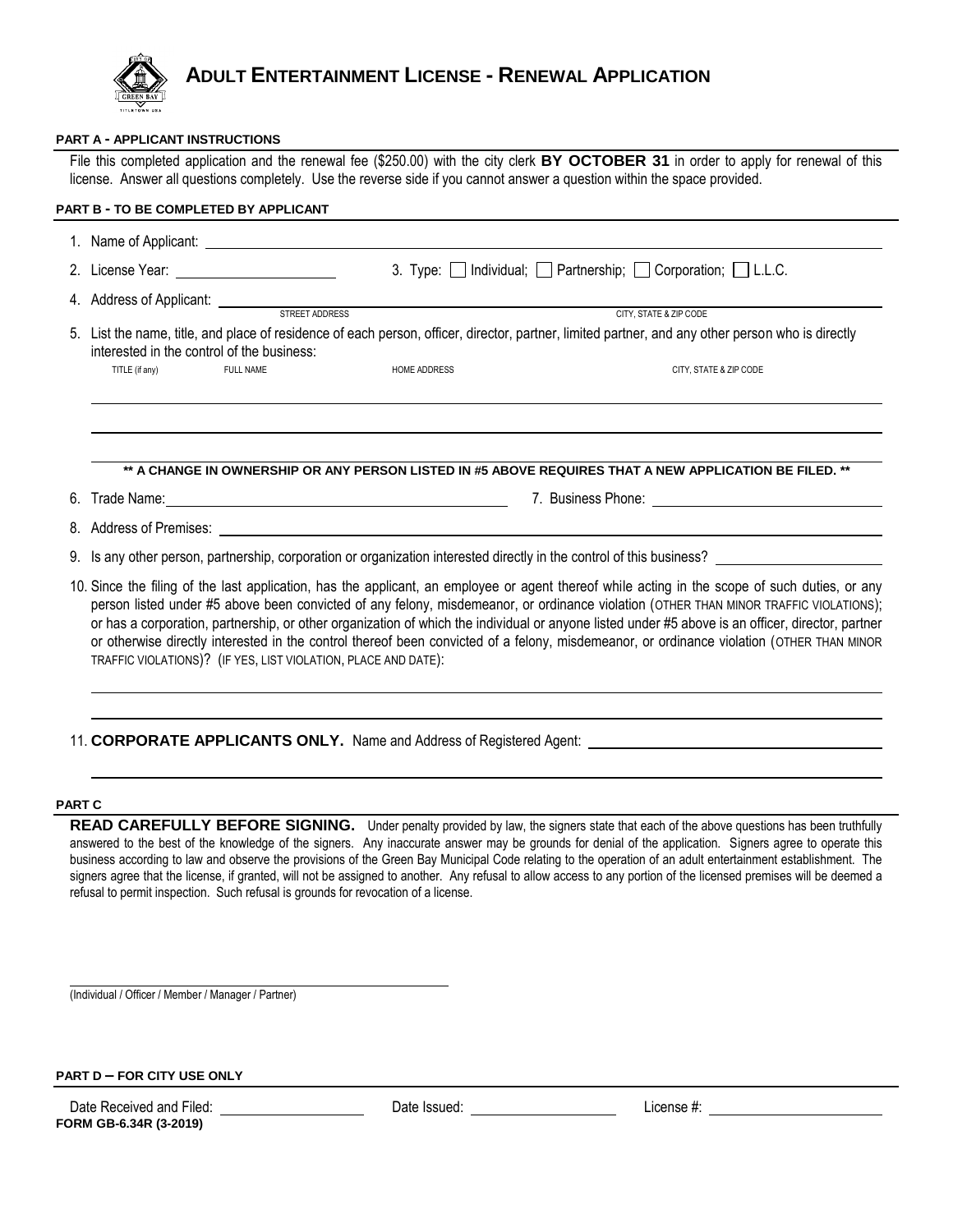# ADULT ENTERTAINMENT LICENSE - RENEWAL APPLICATION

**PART A - APPLICANT INSTRUCTIONS**

File this completed application and the renewal fee ($250.00) with the city clerk **BY OCTOBER 31** in order to apply for renewal of this license. Answer all questions completely. Use the reverse side if you cannot answer a question within the space provided.

**PART B - TO BE COMPLETED BY APPLICANT**

1. Name of Applicant: ______________________________

2. License Year: ____________________ 3. Type: ☐ Individual; ☐ Partnership; ☐ Corporation; ☐ L.L.C.

4. Address of Applicant: ______________________________
   STREET ADDRESS — CITY, STATE & ZIP CODE

5. List the name, title, and place of residence of each person, officer, director, partner, limited partner, and any other person who is directly interested in the control of the business:

| TITLE (if any) | FULL NAME | HOME ADDRESS | CITY, STATE & ZIP CODE |
|---|---|---|---|
| | | | |
| | | | |
| | | | |

**\*\* A CHANGE IN OWNERSHIP OR ANY PERSON LISTED IN #5 ABOVE REQUIRES THAT A NEW APPLICATION BE FILED. \*\***

6. Trade Name: ______________________________ 7. Business Phone: ______________________________

8. Address of Premises: ______________________________

9. Is any other person, partnership, corporation or organization interested directly in the control of this business? ____________________

10. Since the filing of the last application, has the applicant, an employee or agent thereof while acting in the scope of such duties, or any person listed under #5 above been convicted of any felony, misdemeanor, or ordinance violation (OTHER THAN MINOR TRAFFIC VIOLATIONS); or has a corporation, partnership, or other organization of which the individual or anyone listed under #5 above is an officer, director, partner or otherwise directly interested in the control thereof been convicted of a felony, misdemeanor, or ordinance violation (OTHER THAN MINOR TRAFFIC VIOLATIONS)? (IF YES, LIST VIOLATION, PLACE AND DATE):

______________________________

______________________________

11. **CORPORATE APPLICANTS ONLY.** Name and Address of Registered Agent: ______________________________

______________________________

**PART C**

**READ CAREFULLY BEFORE SIGNING.** Under penalty provided by law, the signers state that each of the above questions has been truthfully answered to the best of the knowledge of the signers. Any inaccurate answer may be grounds for denial of the application. Signers agree to operate this business according to law and observe the provisions of the Green Bay Municipal Code relating to the operation of an adult entertainment establishment. The signers agree that the license, if granted, will not be assigned to another. Any refusal to allow access to any portion of the licensed premises will be deemed a refusal to permit inspection. Such refusal is grounds for revocation of a license.

______________________________
(Individual / Officer / Member / Manager / Partner)

**PART D – FOR CITY USE ONLY**

Date Received and Filed: ____________________ Date Issued: ____________________ License #: ____________________

**FORM GB-6.34R (3-2019)**